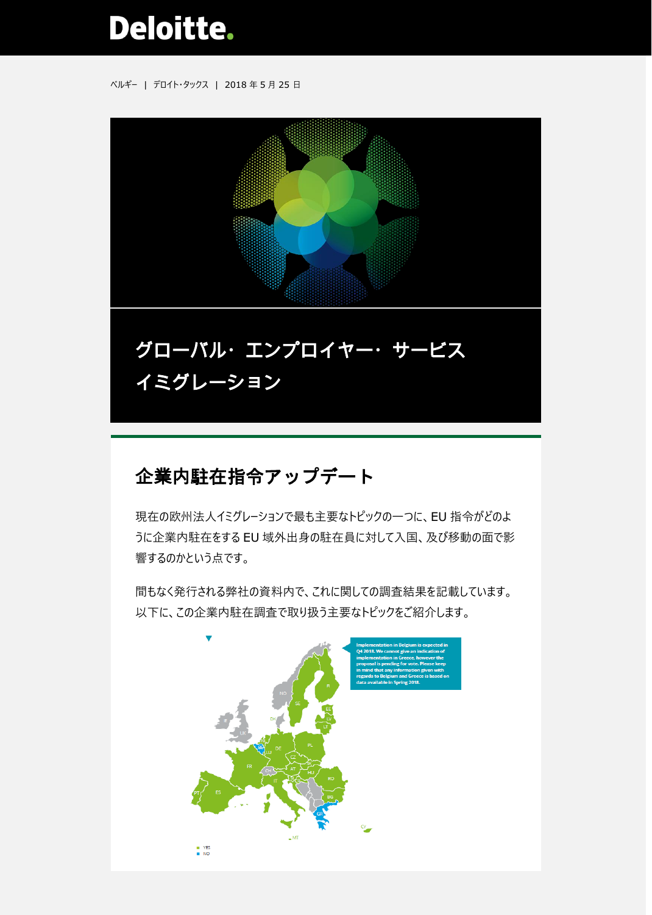ベルギー | デロイト・タックス | 2018 年 5 月 25 日

# グローバル・エンプロイヤー・サービス イミグレーション

## 企業内駐在指令アップデート

現在の欧州法人イミグレーションで最も主要なトピックの一つに、EU 指令がどのように企業内駐在をする EU 域外出身の駐在員に対して入国、及び移動の面で影響するのかという点です。

間もなく発行される弊社の資料内で、これに関しての調査結果を記載しています。以下に、この企業内駐在調査で取り扱う主要なトピックをご紹介します。

Implementation in Belgium is expected in Q4 2018. We cannot give an indication of implementation in Greece, however the proposal is pending for vote. Please keep in mind that any information given with regards to Belgium and Greece is based on data available in Spring 2018.

- YES
- NO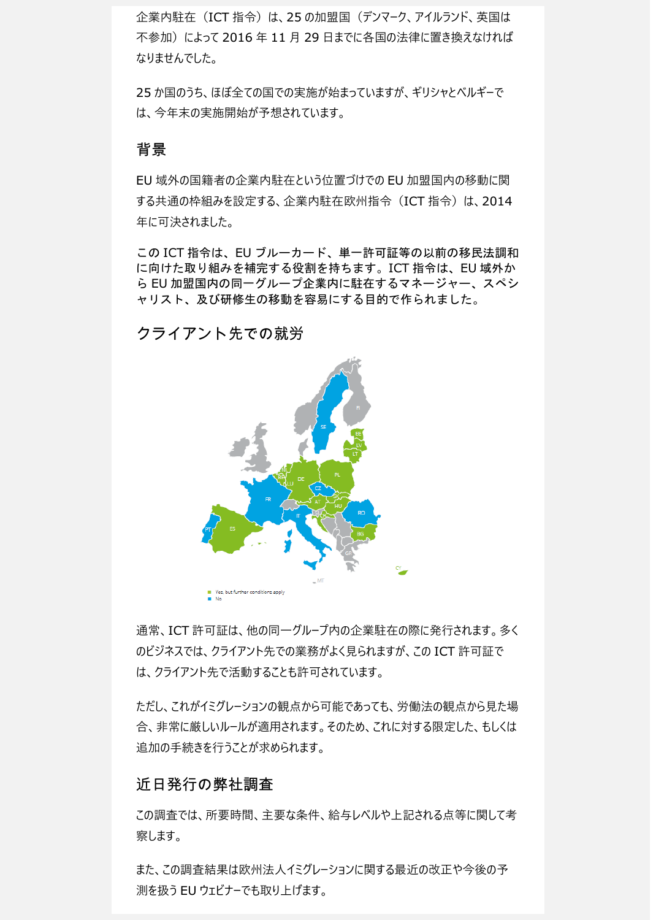企業内駐在（ICT 指令）は、25 の加盟国（デンマーク、アイルランド、英国は不参加）によって 2016 年 11 月 29 日までに各国の法律に置き換えなければなりませんでした。

25 か国のうち、ほぼ全ての国での実施が始まっていますが、ギリシャとベルギーでは、今年末の実施開始が予想されています。

## 背景

EU 域外の国籍者の企業内駐在という位置づけでの EU 加盟国内の移動に関する共通の枠組みを設定する、企業内駐在欧州指令（ICT 指令）は、2014 年に可決されました。

この ICT 指令は、EU ブルーカード、単一許可証等の以前の移民法調和に向けた取り組みを補完する役割を持ちます。ICT 指令は、EU 域外から EU 加盟国内の同一グループ企業内に駐在するマネージャー、スペシャリスト、及び研修生の移動を容易にする目的で作られました。

## クライアント先での就労

Yes, but further conditions apply
No

通常、ICT 許可証は、他の同一グループ内の企業駐在の際に発行されます。多くのビジネスでは、クライアント先での業務がよく見られますが、この ICT 許可証では、クライアント先で活動することも許可されています。

ただし、これがイミグレーションの観点から可能であっても、労働法の観点から見た場合、非常に厳しいルールが適用されます。そのため、これに対する限定した、もしくは追加の手続きを行うことが求められます。

## 近日発行の弊社調査

この調査では、所要時間、主要な条件、給与レベルや上記される点等に関して考察します。

また、この調査結果は欧州法人イミグレーションに関する最近の改正や今後の予測を扱う EU ウェビナーでも取り上げます。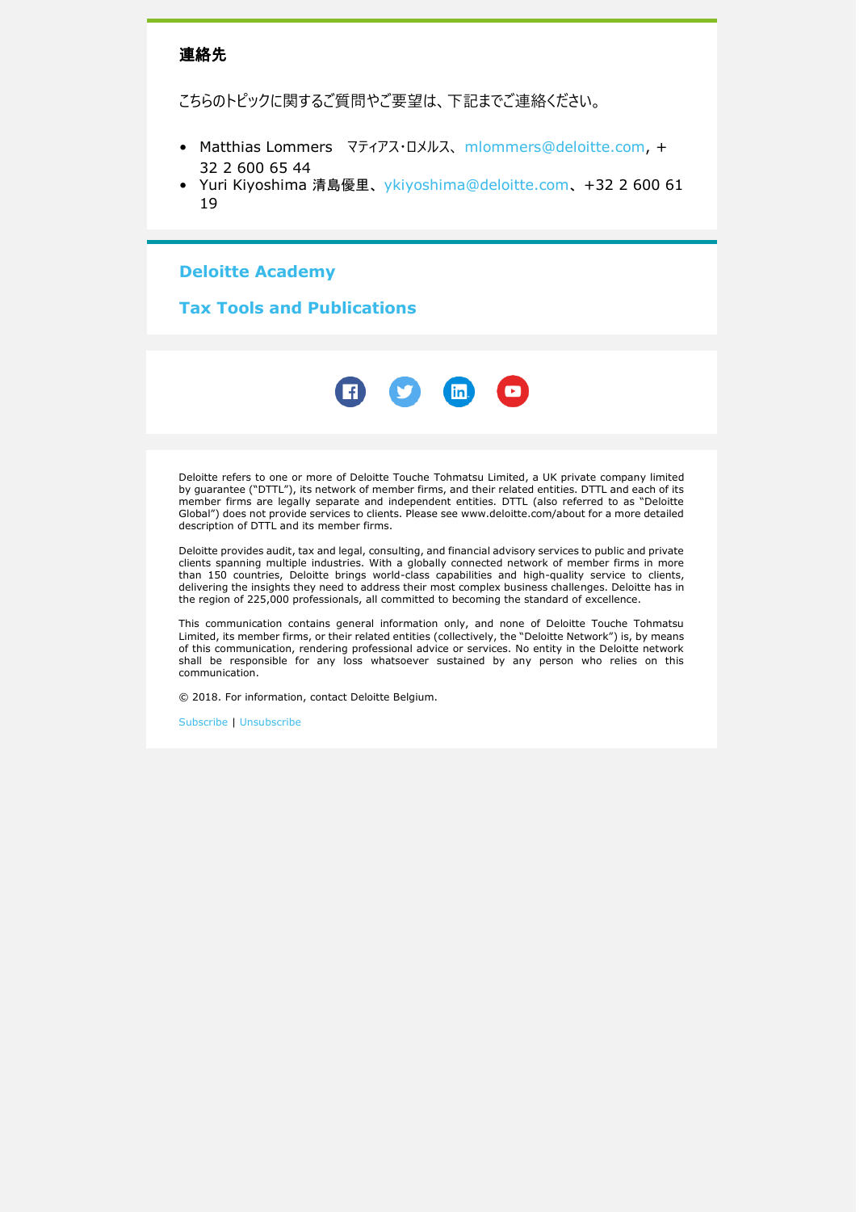## 連絡先

こちらのトピックに関するご質問やご要望は、下記までご連絡ください。

- Matthias Lommers　マティアス・ロメルス、mlommers@deloitte.com, +32 2 600 65 44
- Yuri Kiyoshima 清島優里、ykiyoshima@deloitte.com、+32 2 600 61 19

**Deloitte Academy**

**Tax Tools and Publications**

Deloitte refers to one or more of Deloitte Touche Tohmatsu Limited, a UK private company limited by guarantee ("DTTL"), its network of member firms, and their related entities. DTTL and each of its member firms are legally separate and independent entities. DTTL (also referred to as "Deloitte Global") does not provide services to clients. Please see www.deloitte.com/about for a more detailed description of DTTL and its member firms.

Deloitte provides audit, tax and legal, consulting, and financial advisory services to public and private clients spanning multiple industries. With a globally connected network of member firms in more than 150 countries, Deloitte brings world-class capabilities and high-quality service to clients, delivering the insights they need to address their most complex business challenges. Deloitte has in the region of 225,000 professionals, all committed to becoming the standard of excellence.

This communication contains general information only, and none of Deloitte Touche Tohmatsu Limited, its member firms, or their related entities (collectively, the "Deloitte Network") is, by means of this communication, rendering professional advice or services. No entity in the Deloitte network shall be responsible for any loss whatsoever sustained by any person who relies on this communication.

© 2018. For information, contact Deloitte Belgium.

Subscribe | Unsubscribe